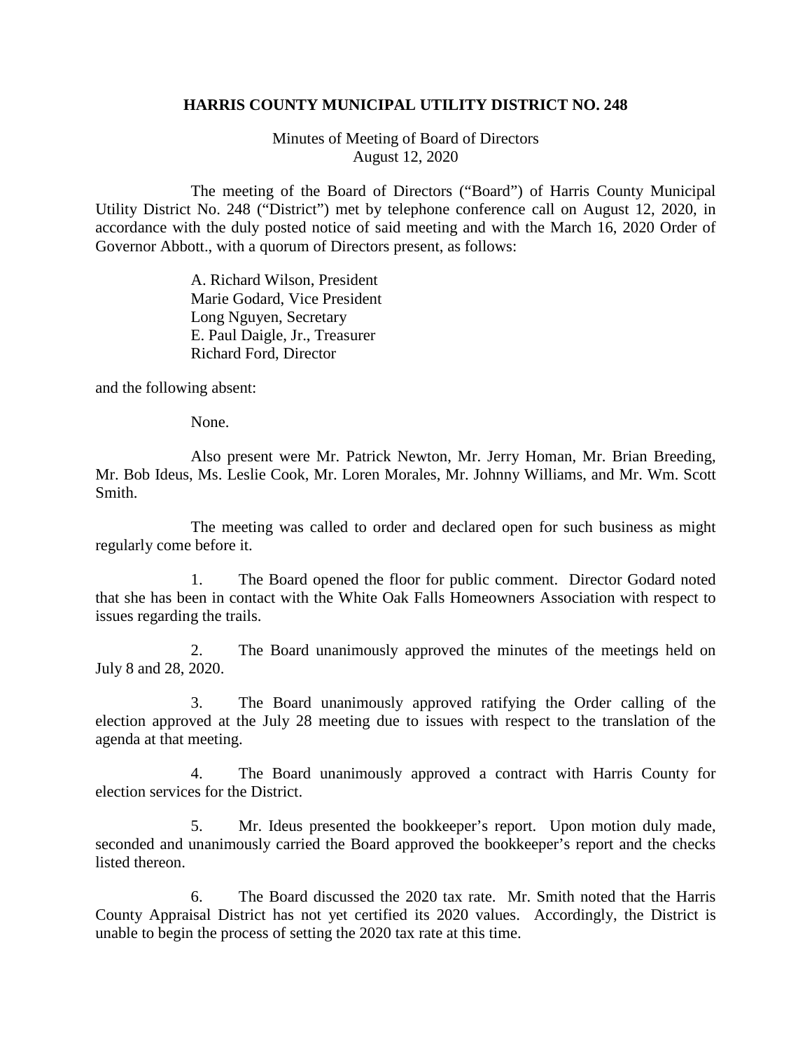# HARRIS COUNTY MUNICIPAL UTILITY DISTRICT NO. 248

Minutes of Meeting of Board of Directors
August 12, 2020

The meeting of the Board of Directors ("Board") of Harris County Municipal Utility District No. 248 ("District") met by telephone conference call on August 12, 2020, in accordance with the duly posted notice of said meeting and with the March 16, 2020 Order of Governor Abbott., with a quorum of Directors present, as follows:

A. Richard Wilson, President
Marie Godard, Vice President
Long Nguyen, Secretary
E. Paul Daigle, Jr., Treasurer
Richard Ford, Director

and the following absent:

None.

Also present were Mr. Patrick Newton, Mr. Jerry Homan, Mr. Brian Breeding, Mr. Bob Ideus, Ms. Leslie Cook, Mr. Loren Morales, Mr. Johnny Williams, and Mr. Wm. Scott Smith.

The meeting was called to order and declared open for such business as might regularly come before it.

1. The Board opened the floor for public comment. Director Godard noted that she has been in contact with the White Oak Falls Homeowners Association with respect to issues regarding the trails.

2. The Board unanimously approved the minutes of the meetings held on July 8 and 28, 2020.

3. The Board unanimously approved ratifying the Order calling of the election approved at the July 28 meeting due to issues with respect to the translation of the agenda at that meeting.

4. The Board unanimously approved a contract with Harris County for election services for the District.

5. Mr. Ideus presented the bookkeeper's report. Upon motion duly made, seconded and unanimously carried the Board approved the bookkeeper's report and the checks listed thereon.

6. The Board discussed the 2020 tax rate. Mr. Smith noted that the Harris County Appraisal District has not yet certified its 2020 values. Accordingly, the District is unable to begin the process of setting the 2020 tax rate at this time.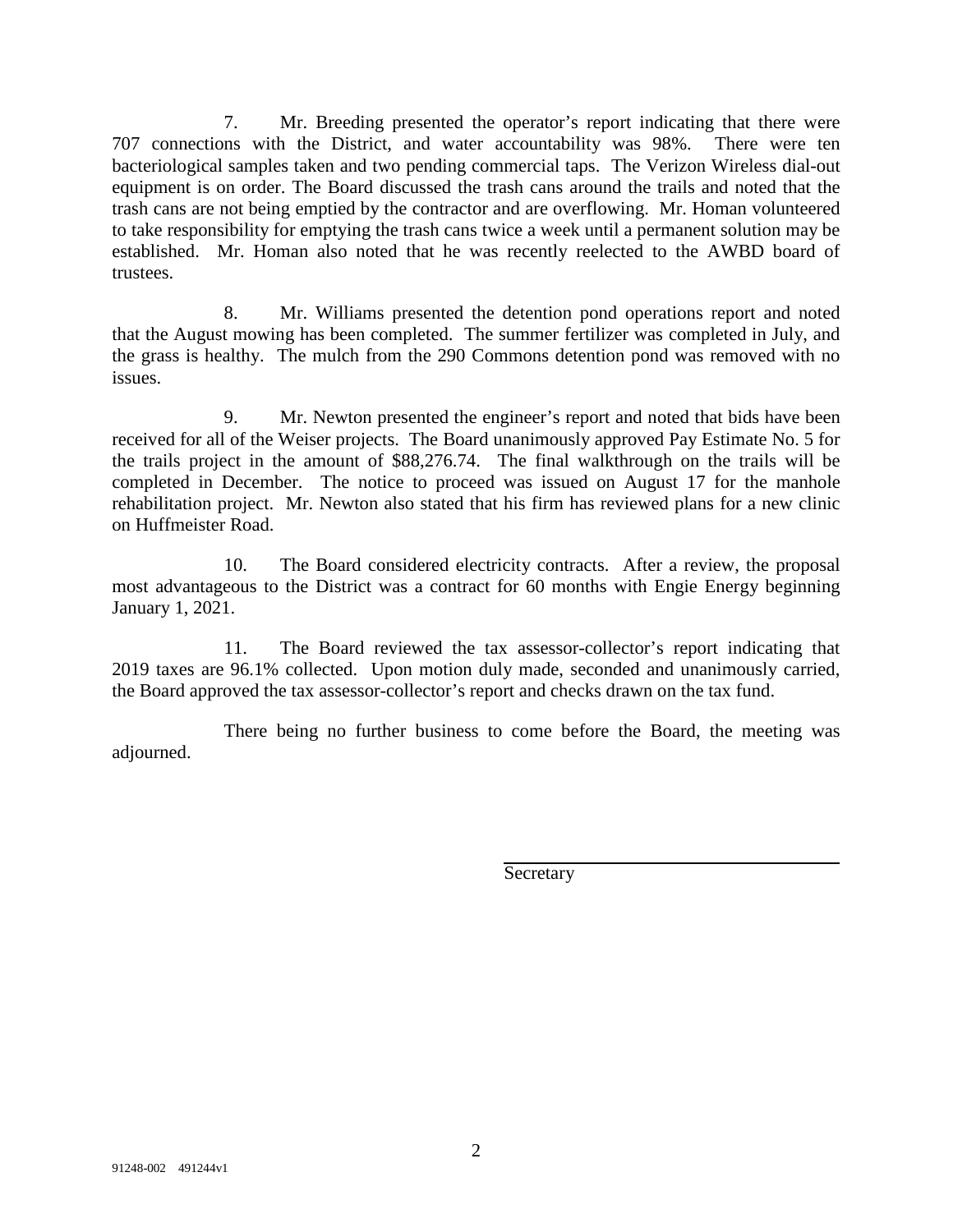7. Mr. Breeding presented the operator's report indicating that there were 707 connections with the District, and water accountability was 98%. There were ten bacteriological samples taken and two pending commercial taps. The Verizon Wireless dial-out equipment is on order. The Board discussed the trash cans around the trails and noted that the trash cans are not being emptied by the contractor and are overflowing. Mr. Homan volunteered to take responsibility for emptying the trash cans twice a week until a permanent solution may be established. Mr. Homan also noted that he was recently reelected to the AWBD board of trustees.

8. Mr. Williams presented the detention pond operations report and noted that the August mowing has been completed. The summer fertilizer was completed in July, and the grass is healthy. The mulch from the 290 Commons detention pond was removed with no issues.

9. Mr. Newton presented the engineer's report and noted that bids have been received for all of the Weiser projects. The Board unanimously approved Pay Estimate No. 5 for the trails project in the amount of $88,276.74. The final walkthrough on the trails will be completed in December. The notice to proceed was issued on August 17 for the manhole rehabilitation project. Mr. Newton also stated that his firm has reviewed plans for a new clinic on Huffmeister Road.

10. The Board considered electricity contracts. After a review, the proposal most advantageous to the District was a contract for 60 months with Engie Energy beginning January 1, 2021.

11. The Board reviewed the tax assessor-collector's report indicating that 2019 taxes are 96.1% collected. Upon motion duly made, seconded and unanimously carried, the Board approved the tax assessor-collector's report and checks drawn on the tax fund.

There being no further business to come before the Board, the meeting was adjourned.

\_\_\_\_\_\_\_\_\_\_\_\_\_\_\_\_\_\_\_\_\_\_\_\_\_\_\_\_\_\_\_\_\_\_\_\_
Secretary

91248-002 491244v1